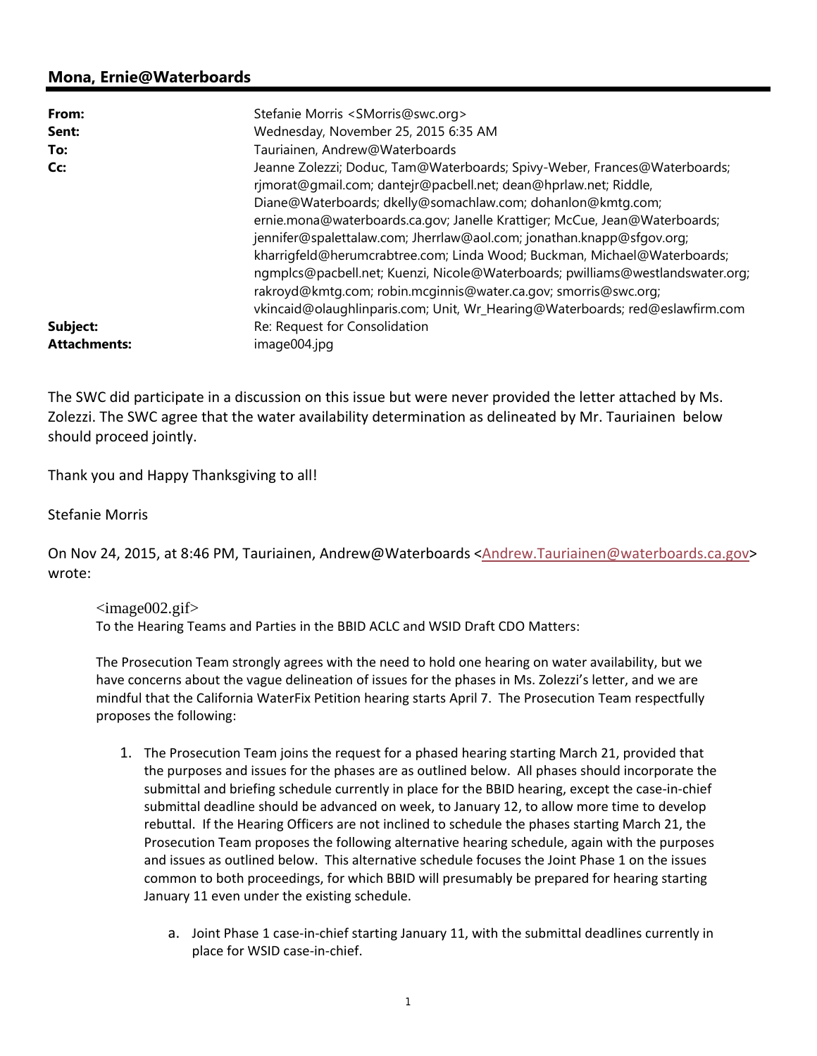## Mona, Ernie@Waterboards

| | |
|---|---|
| **From:** | Stefanie Morris <SMorris@swc.org> |
| **Sent:** | Wednesday, November 25, 2015 6:35 AM |
| **To:** | Tauriainen, Andrew@Waterboards |
| **Cc:** | Jeanne Zolezzi; Doduc, Tam@Waterboards; Spivy-Weber, Frances@Waterboards; rjmorat@gmail.com; dantejr@pacbell.net; dean@hprlaw.net; Riddle, Diane@Waterboards; dkelly@somachlaw.com; dohanlon@kmtg.com; ernie.mona@waterboards.ca.gov; Janelle Krattiger; McCue, Jean@Waterboards; jennifer@spalettalaw.com; Jherrlaw@aol.com; jonathan.knapp@sfgov.org; kharrigfeld@herumcrabtree.com; Linda Wood; Buckman, Michael@Waterboards; ngmplcs@pacbell.net; Kuenzi, Nicole@Waterboards; pwilliams@westlandswater.org; rakroyd@kmtg.com; robin.mcginnis@water.ca.gov; smorris@swc.org; vkincaid@olaughlinparis.com; Unit, Wr_Hearing@Waterboards; red@eslawfirm.com |
| **Subject:** | Re: Request for Consolidation |
| **Attachments:** | image004.jpg |

The SWC did participate in a discussion on this issue but were never provided the letter attached by Ms. Zolezzi. The SWC agree that the water availability determination as delineated by Mr. Tauriainen below should proceed jointly.

Thank you and Happy Thanksgiving to all!

Stefanie Morris

On Nov 24, 2015, at 8:46 PM, Tauriainen, Andrew@Waterboards <Andrew.Tauriainen@waterboards.ca.gov> wrote:

> <image002.gif>
> To the Hearing Teams and Parties in the BBID ACLC and WSID Draft CDO Matters:
>
> The Prosecution Team strongly agrees with the need to hold one hearing on water availability, but we have concerns about the vague delineation of issues for the phases in Ms. Zolezzi's letter, and we are mindful that the California WaterFix Petition hearing starts April 7. The Prosecution Team respectfully proposes the following:
>
> 1. The Prosecution Team joins the request for a phased hearing starting March 21, provided that the purposes and issues for the phases are as outlined below. All phases should incorporate the submittal and briefing schedule currently in place for the BBID hearing, except the case-in-chief submittal deadline should be advanced on week, to January 12, to allow more time to develop rebuttal. If the Hearing Officers are not inclined to schedule the phases starting March 21, the Prosecution Team proposes the following alternative hearing schedule, again with the purposes and issues as outlined below. This alternative schedule focuses the Joint Phase 1 on the issues common to both proceedings, for which BBID will presumably be prepared for hearing starting January 11 even under the existing schedule.
>
>     a. Joint Phase 1 case-in-chief starting January 11, with the submittal deadlines currently in place for WSID case-in-chief.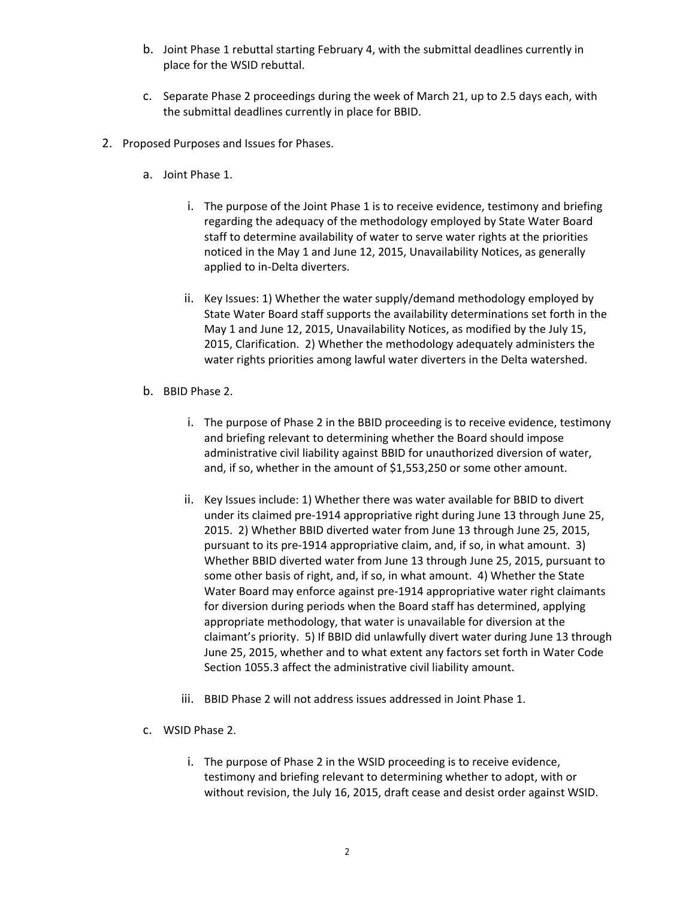b. Joint Phase 1 rebuttal starting February 4, with the submittal deadlines currently in place for the WSID rebuttal.

   c. Separate Phase 2 proceedings during the week of March 21, up to 2.5 days each, with the submittal deadlines currently in place for BBID.

2. Proposed Purposes and Issues for Phases.

   a. Joint Phase 1.

      i. The purpose of the Joint Phase 1 is to receive evidence, testimony and briefing regarding the adequacy of the methodology employed by State Water Board staff to determine availability of water to serve water rights at the priorities noticed in the May 1 and June 12, 2015, Unavailability Notices, as generally applied to in-Delta diverters.

      ii. Key Issues: 1) Whether the water supply/demand methodology employed by State Water Board staff supports the availability determinations set forth in the May 1 and June 12, 2015, Unavailability Notices, as modified by the July 15, 2015, Clarification. 2) Whether the methodology adequately administers the water rights priorities among lawful water diverters in the Delta watershed.

   b. BBID Phase 2.

      i. The purpose of Phase 2 in the BBID proceeding is to receive evidence, testimony and briefing relevant to determining whether the Board should impose administrative civil liability against BBID for unauthorized diversion of water, and, if so, whether in the amount of $1,553,250 or some other amount.

      ii. Key Issues include: 1) Whether there was water available for BBID to divert under its claimed pre-1914 appropriative right during June 13 through June 25, 2015. 2) Whether BBID diverted water from June 13 through June 25, 2015, pursuant to its pre-1914 appropriative claim, and, if so, in what amount. 3) Whether BBID diverted water from June 13 through June 25, 2015, pursuant to some other basis of right, and, if so, in what amount. 4) Whether the State Water Board may enforce against pre-1914 appropriative water right claimants for diversion during periods when the Board staff has determined, applying appropriate methodology, that water is unavailable for diversion at the claimant's priority. 5) If BBID did unlawfully divert water during June 13 through June 25, 2015, whether and to what extent any factors set forth in Water Code Section 1055.3 affect the administrative civil liability amount.

      iii. BBID Phase 2 will not address issues addressed in Joint Phase 1.

   c. WSID Phase 2.

      i. The purpose of Phase 2 in the WSID proceeding is to receive evidence, testimony and briefing relevant to determining whether to adopt, with or without revision, the July 16, 2015, draft cease and desist order against WSID.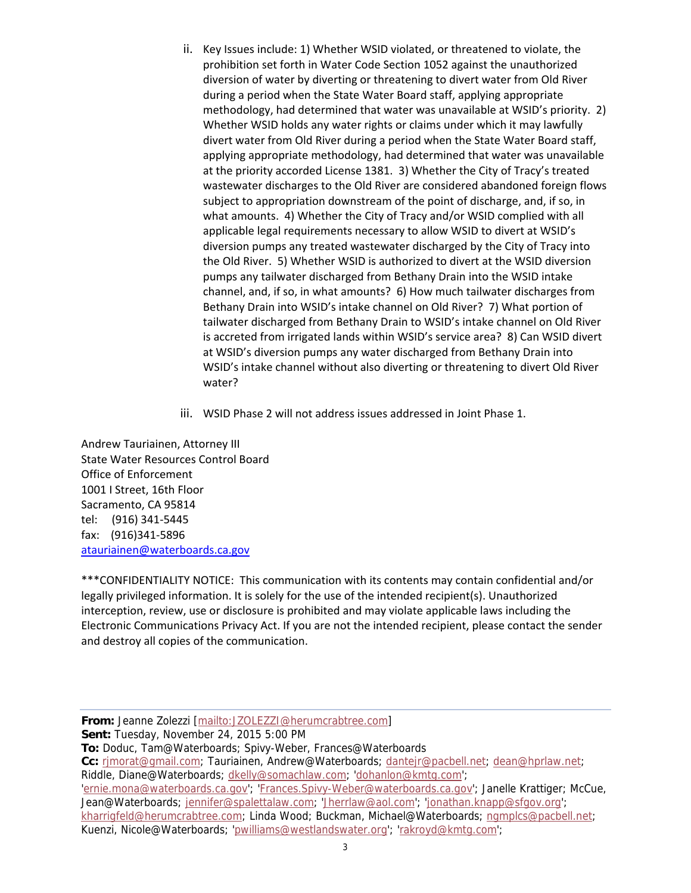ii. Key Issues include: 1) Whether WSID violated, or threatened to violate, the prohibition set forth in Water Code Section 1052 against the unauthorized diversion of water by diverting or threatening to divert water from Old River during a period when the State Water Board staff, applying appropriate methodology, had determined that water was unavailable at WSID's priority. 2) Whether WSID holds any water rights or claims under which it may lawfully divert water from Old River during a period when the State Water Board staff, applying appropriate methodology, had determined that water was unavailable at the priority accorded License 1381. 3) Whether the City of Tracy's treated wastewater discharges to the Old River are considered abandoned foreign flows subject to appropriation downstream of the point of discharge, and, if so, in what amounts. 4) Whether the City of Tracy and/or WSID complied with all applicable legal requirements necessary to allow WSID to divert at WSID's diversion pumps any treated wastewater discharged by the City of Tracy into the Old River. 5) Whether WSID is authorized to divert at the WSID diversion pumps any tailwater discharged from Bethany Drain into the WSID intake channel, and, if so, in what amounts? 6) How much tailwater discharges from Bethany Drain into WSID's intake channel on Old River? 7) What portion of tailwater discharged from Bethany Drain to WSID's intake channel on Old River is accreted from irrigated lands within WSID's service area? 8) Can WSID divert at WSID's diversion pumps any water discharged from Bethany Drain into WSID's intake channel without also diverting or threatening to divert Old River water?

iii. WSID Phase 2 will not address issues addressed in Joint Phase 1.

Andrew Tauriainen, Attorney III
State Water Resources Control Board
Office of Enforcement
1001 I Street, 16th Floor
Sacramento, CA 95814
tel: (916) 341-5445
fax: (916)341-5896
atauriainen@waterboards.ca.gov

***CONFIDENTIALITY NOTICE: This communication with its contents may contain confidential and/or legally privileged information. It is solely for the use of the intended recipient(s). Unauthorized interception, review, use or disclosure is prohibited and may violate applicable laws including the Electronic Communications Privacy Act. If you are not the intended recipient, please contact the sender and destroy all copies of the communication.

---

**From:** Jeanne Zolezzi [mailto:JZOLEZZI@herumcrabtree.com]
**Sent:** Tuesday, November 24, 2015 5:00 PM
**To:** Doduc, Tam@Waterboards; Spivy-Weber, Frances@Waterboards
**Cc:** rjmorat@gmail.com; Tauriainen, Andrew@Waterboards; dantejr@pacbell.net; dean@hprlaw.net; Riddle, Diane@Waterboards; dkelly@somachlaw.com; 'dohanlon@kmtg.com'; 'ernie.mona@waterboards.ca.gov'; 'Frances.Spivy-Weber@waterboards.ca.gov'; Janelle Krattiger; McCue, Jean@Waterboards; jennifer@spalettalaw.com; 'Jherrlaw@aol.com'; 'jonathan.knapp@sfgov.org'; kharrigfeld@herumcrabtree.com; Linda Wood; Buckman, Michael@Waterboards; ngmplcs@pacbell.net; Kuenzi, Nicole@Waterboards; 'pwilliams@westlandswater.org'; 'rakroyd@kmtg.com';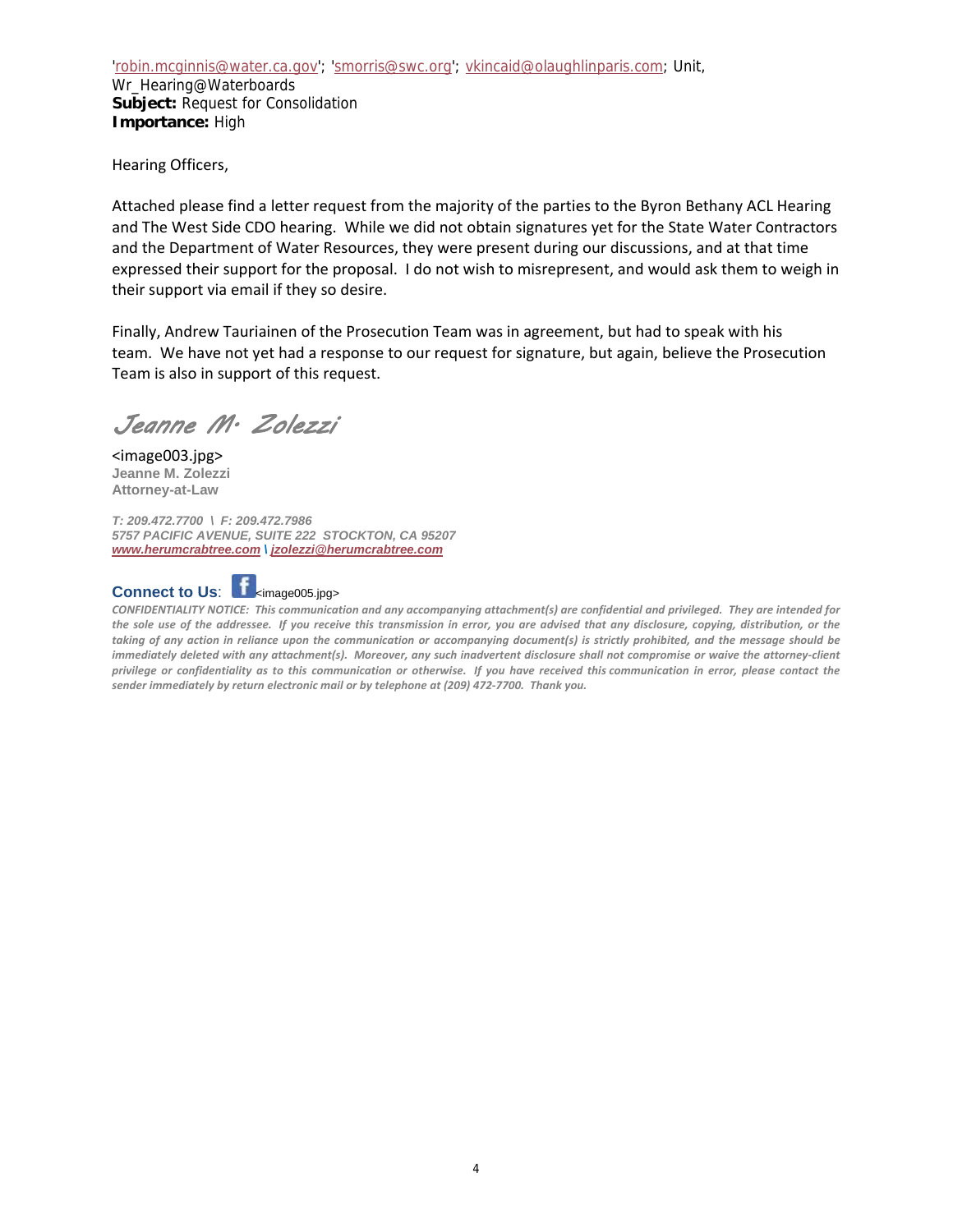'robin.mcginnis@water.ca.gov'; 'smorris@swc.org'; vkincaid@olaughlinparis.com; Unit, Wr_Hearing@Waterboards
**Subject:** Request for Consolidation
**Importance:** High

Hearing Officers,

Attached please find a letter request from the majority of the parties to the Byron Bethany ACL Hearing and The West Side CDO hearing. While we did not obtain signatures yet for the State Water Contractors and the Department of Water Resources, they were present during our discussions, and at that time expressed their support for the proposal. I do not wish to misrepresent, and would ask them to weigh in their support via email if they so desire.

Finally, Andrew Tauriainen of the Prosecution Team was in agreement, but had to speak with his team. We have not yet had a response to our request for signature, but again, believe the Prosecution Team is also in support of this request.

*Jeanne M. Zolezzi*

<image003.jpg>
**Jeanne M. Zolezzi**
**Attorney-at-Law**

*T: 209.472.7700 \ F: 209.472.7986*
*5757 PACIFIC AVENUE, SUITE 222 STOCKTON, CA 95207*
*www.herumcrabtree.com \ jzolezzi@herumcrabtree.com*

**Connect to Us**: <image005.jpg>

*CONFIDENTIALITY NOTICE: This communication and any accompanying attachment(s) are confidential and privileged. They are intended for the sole use of the addressee. If you receive this transmission in error, you are advised that any disclosure, copying, distribution, or the taking of any action in reliance upon the communication or accompanying document(s) is strictly prohibited, and the message should be immediately deleted with any attachment(s). Moreover, any such inadvertent disclosure shall not compromise or waive the attorney-client privilege or confidentiality as to this communication or otherwise. If you have received this communication in error, please contact the sender immediately by return electronic mail or by telephone at (209) 472-7700. Thank you.*